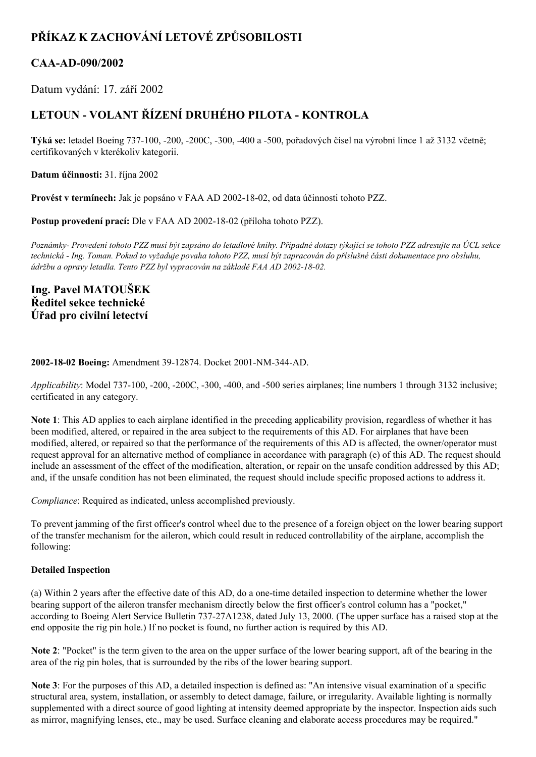# PŘÍKAZ K ZACHOVÁNÍ LETOVÉ ZPŮSOBILOSTI

## CAA-AD-090/2002

Datum vydání: 17. září 2002

## LETOUN - VOLANT ŘÍZENÍ DRUHÉHO PILOTA - KONTROLA

**Týká se:** letadel Boeing 737-100, -200, -200C, -300, -400 a -500, pořadových čísel na výrobní lince 1 až 3132 včetně; certifikovaných v kterékoliv kategorii.

**Datum účinnosti:** 31. října 2002

**Provést v termínech:** Jak je popsáno v FAA AD 2002-18-02, od data účinnosti tohoto PZZ.

**Postup provedení prací:** Dle v FAA AD 2002-18-02 (příloha tohoto PZZ).

*Poznámky- Provedení tohoto PZZ musí být zapsáno do letadlové knihy. Případné dotazy týkající se tohoto PZZ adresujte na ÚCL sekce technická - Ing. Toman. Pokud to vyžaduje povaha tohoto PZZ, musí být zapracován do příslušné části dokumentace pro obsluhu, údržbu a opravy letadla. Tento PZZ byl vypracován na základě FAA AD 2002-18-02.*

**Ing. Pavel MATOUŠEK**
**Ředitel sekce technické**
**Úřad pro civilní letectví**

**2002-18-02 Boeing:** Amendment 39-12874. Docket 2001-NM-344-AD.

*Applicability*: Model 737-100, -200, -200C, -300, -400, and -500 series airplanes; line numbers 1 through 3132 inclusive; certificated in any category.

**Note 1**: This AD applies to each airplane identified in the preceding applicability provision, regardless of whether it has been modified, altered, or repaired in the area subject to the requirements of this AD. For airplanes that have been modified, altered, or repaired so that the performance of the requirements of this AD is affected, the owner/operator must request approval for an alternative method of compliance in accordance with paragraph (e) of this AD. The request should include an assessment of the effect of the modification, alteration, or repair on the unsafe condition addressed by this AD; and, if the unsafe condition has not been eliminated, the request should include specific proposed actions to address it.

*Compliance*: Required as indicated, unless accomplished previously.

To prevent jamming of the first officer's control wheel due to the presence of a foreign object on the lower bearing support of the transfer mechanism for the aileron, which could result in reduced controllability of the airplane, accomplish the following:

**Detailed Inspection**

(a) Within 2 years after the effective date of this AD, do a one-time detailed inspection to determine whether the lower bearing support of the aileron transfer mechanism directly below the first officer's control column has a "pocket," according to Boeing Alert Service Bulletin 737-27A1238, dated July 13, 2000. (The upper surface has a raised stop at the end opposite the rig pin hole.) If no pocket is found, no further action is required by this AD.

**Note 2**: "Pocket" is the term given to the area on the upper surface of the lower bearing support, aft of the bearing in the area of the rig pin holes, that is surrounded by the ribs of the lower bearing support.

**Note 3**: For the purposes of this AD, a detailed inspection is defined as: "An intensive visual examination of a specific structural area, system, installation, or assembly to detect damage, failure, or irregularity. Available lighting is normally supplemented with a direct source of good lighting at intensity deemed appropriate by the inspector. Inspection aids such as mirror, magnifying lenses, etc., may be used. Surface cleaning and elaborate access procedures may be required."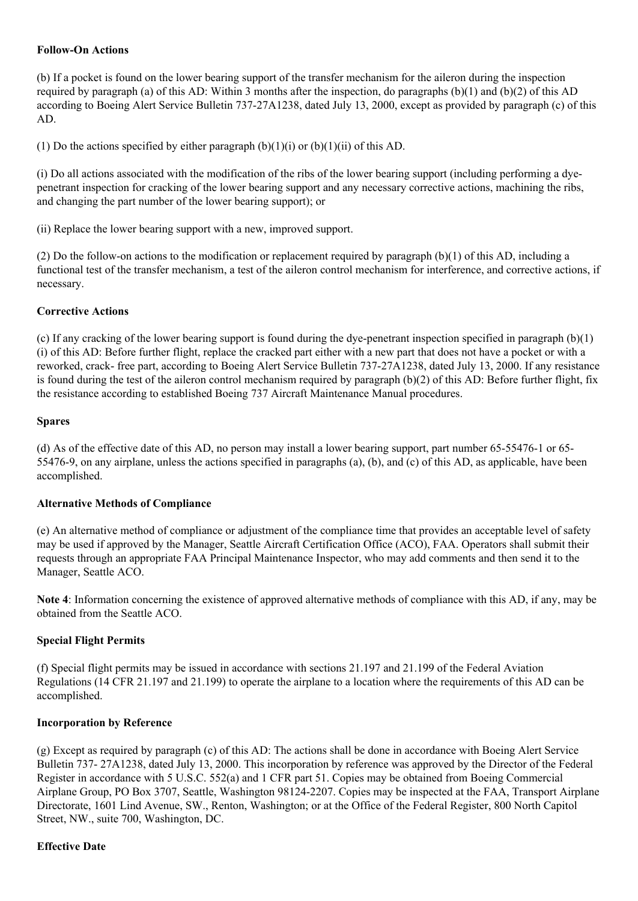**Follow-On Actions**

(b) If a pocket is found on the lower bearing support of the transfer mechanism for the aileron during the inspection required by paragraph (a) of this AD: Within 3 months after the inspection, do paragraphs (b)(1) and (b)(2) of this AD according to Boeing Alert Service Bulletin 737-27A1238, dated July 13, 2000, except as provided by paragraph (c) of this AD.

(1) Do the actions specified by either paragraph (b)(1)(i) or (b)(1)(ii) of this AD.

(i) Do all actions associated with the modification of the ribs of the lower bearing support (including performing a dye-penetrant inspection for cracking of the lower bearing support and any necessary corrective actions, machining the ribs, and changing the part number of the lower bearing support); or

(ii) Replace the lower bearing support with a new, improved support.

(2) Do the follow-on actions to the modification or replacement required by paragraph (b)(1) of this AD, including a functional test of the transfer mechanism, a test of the aileron control mechanism for interference, and corrective actions, if necessary.

**Corrective Actions**

(c) If any cracking of the lower bearing support is found during the dye-penetrant inspection specified in paragraph (b)(1)(i) of this AD: Before further flight, replace the cracked part either with a new part that does not have a pocket or with a reworked, crack- free part, according to Boeing Alert Service Bulletin 737-27A1238, dated July 13, 2000. If any resistance is found during the test of the aileron control mechanism required by paragraph (b)(2) of this AD: Before further flight, fix the resistance according to established Boeing 737 Aircraft Maintenance Manual procedures.

**Spares**

(d) As of the effective date of this AD, no person may install a lower bearing support, part number 65-55476-1 or 65-55476-9, on any airplane, unless the actions specified in paragraphs (a), (b), and (c) of this AD, as applicable, have been accomplished.

**Alternative Methods of Compliance**

(e) An alternative method of compliance or adjustment of the compliance time that provides an acceptable level of safety may be used if approved by the Manager, Seattle Aircraft Certification Office (ACO), FAA. Operators shall submit their requests through an appropriate FAA Principal Maintenance Inspector, who may add comments and then send it to the Manager, Seattle ACO.

**Note 4**: Information concerning the existence of approved alternative methods of compliance with this AD, if any, may be obtained from the Seattle ACO.

**Special Flight Permits**

(f) Special flight permits may be issued in accordance with sections 21.197 and 21.199 of the Federal Aviation Regulations (14 CFR 21.197 and 21.199) to operate the airplane to a location where the requirements of this AD can be accomplished.

**Incorporation by Reference**

(g) Except as required by paragraph (c) of this AD: The actions shall be done in accordance with Boeing Alert Service Bulletin 737- 27A1238, dated July 13, 2000. This incorporation by reference was approved by the Director of the Federal Register in accordance with 5 U.S.C. 552(a) and 1 CFR part 51. Copies may be obtained from Boeing Commercial Airplane Group, PO Box 3707, Seattle, Washington 98124-2207. Copies may be inspected at the FAA, Transport Airplane Directorate, 1601 Lind Avenue, SW., Renton, Washington; or at the Office of the Federal Register, 800 North Capitol Street, NW., suite 700, Washington, DC.

**Effective Date**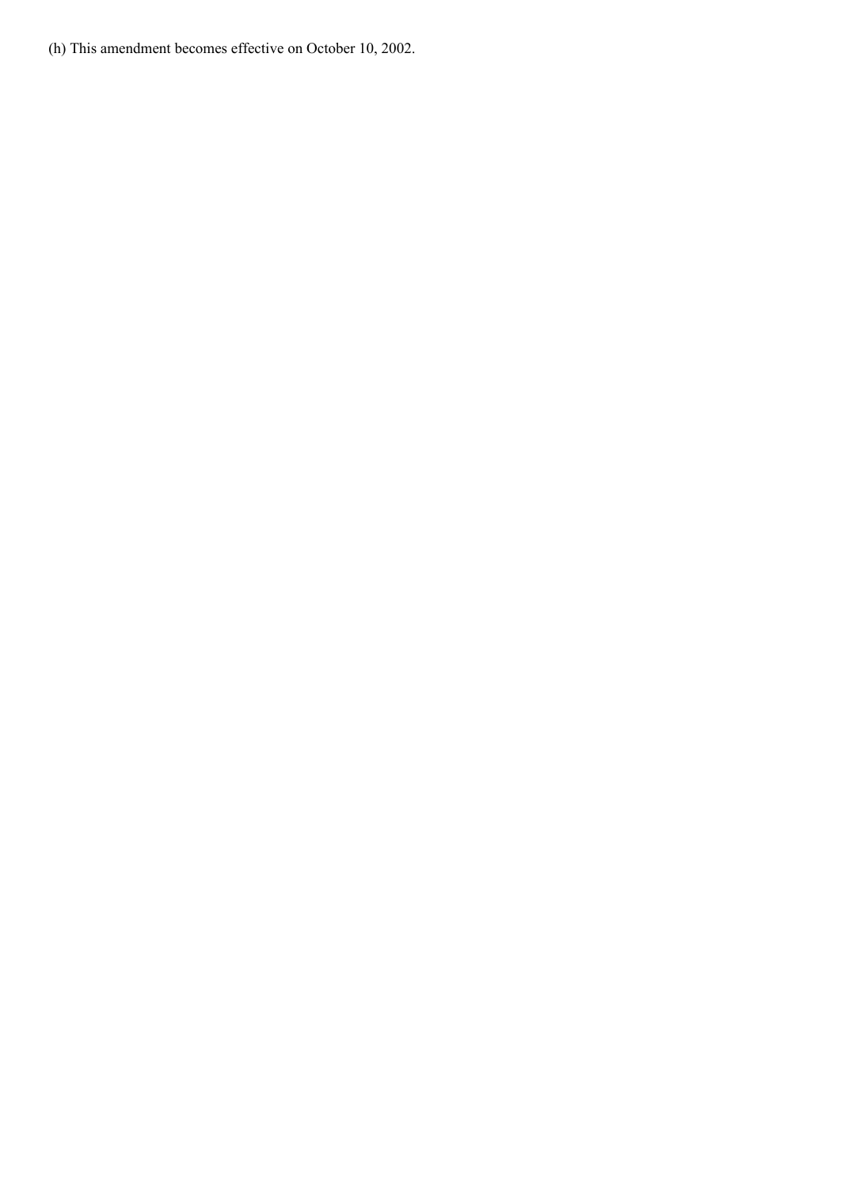(h) This amendment becomes effective on October 10, 2002.